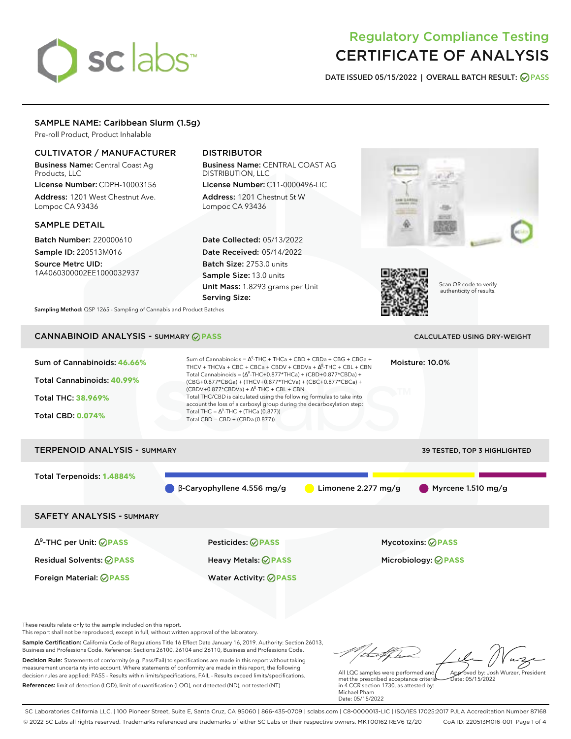# Regulatory Compliance Testing
# CERTIFICATE OF ANALYSIS

**DATE ISSUED** 05/15/2022 | **OVERALL BATCH RESULT:** PASS

## SAMPLE NAME: Caribbean Slurm (1.5g)

Pre-roll Product, Product Inhalable

### CULTIVATOR / MANUFACTURER

**Business Name:** Central Coast Ag Products, LLC

**License Number:** CDPH-10003156

**Address:** 1201 West Chestnut Ave. Lompoc CA 93436

### DISTRIBUTOR

**Business Name:** CENTRAL COAST AG DISTRIBUTION, LLC

**License Number:** C11-0000496-LIC

**Address:** 1201 Chestnut St W Lompoc CA 93436

### SAMPLE DETAIL

**Batch Number:** 220000610

**Sample ID:** 220513M016

**Source Metrc UID:** 1A4060300002EE1000032937

**Date Collected:** 05/13/2022

**Date Received:** 05/14/2022

**Batch Size:** 2753.0 units

**Sample Size:** 13.0 units

**Unit Mass:** 1.8293 grams per Unit

**Serving Size:**

Scan QR code to verify authenticity of results.

**Sampling Method:** QSP 1265 - Sampling of Cannabis and Product Batches

## CANNABINOID ANALYSIS - SUMMARY PASS

CALCULATED USING DRY-WEIGHT

**Sum of Cannabinoids:** 46.66%

**Total Cannabinoids:** 40.99%

**Total THC:** 38.969%

**Total CBD:** 0.074%

Sum of Cannabinoids = $\Delta^9$-THC + THCa + CBD + CBDa + CBG + CBGa + THCV + THCVa + CBC + CBCa + CBDV + CBDVa + $\Delta^8$-THC + CBL + CBN

Total Cannabinoids = ($\Delta^9$-THC+0.877*THCa) + (CBD+0.877*CBDa) + (CBG+0.877*CBGa) + (THCV+0.877*THCVa) + (CBC+0.877*CBCa) + (CBDV+0.877*CBDVa) + $\Delta^8$-THC + CBL + CBN

Total THC/CBD is calculated using the following formulas to take into account the loss of a carboxyl group during the decarboxylation step:

Total THC = $\Delta^9$-THC + (THCa (0.877))

Total CBD = CBD + (CBDa (0.877))

**Moisture:** 10.0%

## TERPENOID ANALYSIS - SUMMARY

39 TESTED, TOP 3 HIGHLIGHTED

**Total Terpenoids:** 1.4884%

β-Caryophyllene 4.556 mg/g | Limonene 2.277 mg/g | Myrcene 1.510 mg/g

## SAFETY ANALYSIS - SUMMARY

| | | |
|---|---|---|
| $\Delta^9$-THC per Unit: PASS | Pesticides: PASS | Mycotoxins: PASS |
| Residual Solvents: PASS | Heavy Metals: PASS | Microbiology: PASS |
| Foreign Material: PASS | Water Activity: PASS | |

These results relate only to the sample included on this report.
This report shall not be reproduced, except in full, without written approval of the laboratory.

**Sample Certification:** California Code of Regulations Title 16 Effect Date January 16, 2019. Authority: Section 26013, Business and Professions Code. Reference: Sections 26100, 26104 and 26110, Business and Professions Code.

**Decision Rule:** Statements of conformity (e.g. Pass/Fail) to specifications are made in this report without taking measurement uncertainty into account. Where statements of conformity are made in this report, the following decision rules are applied: PASS - Results within limits/specifications, FAIL - Results exceed limits/specifications.

**References:** limit of detection (LOD), limit of quantification (LOQ), not detected (ND), not tested (NT)

All LQC samples were performed and met the prescribed acceptance criteria in 4 CCR section 1730, as attested by: Michael Pham
Date: 05/15/2022

Approved by: Josh Wurzer, President
Date: 05/15/2022

SC Laboratories California LLC. | 100 Pioneer Street, Suite E, Santa Cruz, CA 95060 | 866-435-0709 | sclabs.com | C8-0000013-LIC | ISO/IES 17025:2017 PJLA Accreditation Number 87168
© 2022 SC Labs all rights reserved. Trademarks referenced are trademarks of either SC Labs or their respective owners. MKT00162 REV6 12/20 CoA ID: 220513M016-001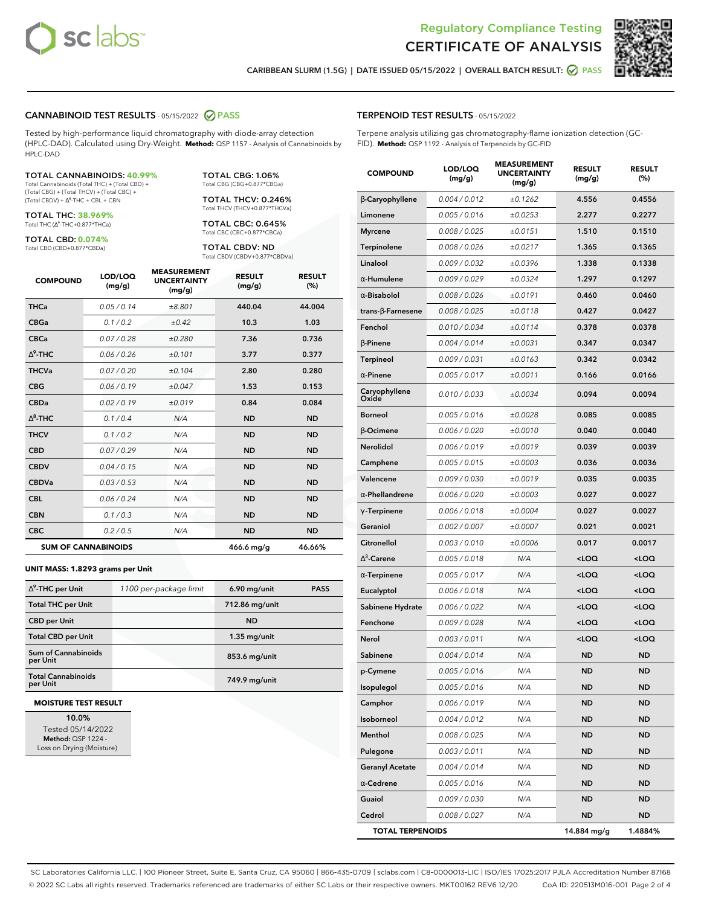# Regulatory Compliance Testing
# CERTIFICATE OF ANALYSIS

CARIBBEAN SLURM (1.5G) | DATE ISSUED 05/15/2022 | OVERALL BATCH RESULT: PASS

## CANNABINOID TEST RESULTS - 05/15/2022 PASS

Tested by high-performance liquid chromatography with diode-array detection (HPLC-DAD). Calculated using Dry-Weight. **Method:** QSP 1157 - Analysis of Cannabinoids by HPLC-DAD

**TOTAL CANNABINOIDS: 40.99%**
Total Cannabinoids (Total THC) + (Total CBD) + (Total CBG) + (Total THCV) + (Total CBC) + (Total CBDV) + $\Delta^8$-THC + CBL + CBN

**TOTAL THC: 38.969%**
Total THC ($\Delta^9$-THC+0.877*THCa)

**TOTAL CBD: 0.074%**
Total CBD (CBD+0.877*CBDa)

**TOTAL CBG: 1.06%**
Total CBG (CBG+0.877*CBGa)

**TOTAL THCV: 0.246%**
Total THCV (THCV+0.877*THCVa)

**TOTAL CBC: 0.645%**
Total CBC (CBC+0.877*CBCa)

**TOTAL CBDV: ND**
Total CBDV (CBDV+0.877*CBDVa)

| COMPOUND | LOD/LOQ (mg/g) | MEASUREMENT UNCERTAINTY (mg/g) | RESULT (mg/g) | RESULT (%) |
|---|---|---|---|---|
| THCa | 0.05 / 0.14 | ±8.801 | 440.04 | 44.004 |
| CBGa | 0.1 / 0.2 | ±0.42 | 10.3 | 1.03 |
| CBCa | 0.07 / 0.28 | ±0.280 | 7.36 | 0.736 |
| $\Delta^9$-THC | 0.06 / 0.26 | ±0.101 | 3.77 | 0.377 |
| THCVa | 0.07 / 0.20 | ±0.104 | 2.80 | 0.280 |
| CBG | 0.06 / 0.19 | ±0.047 | 1.53 | 0.153 |
| CBDa | 0.02 / 0.19 | ±0.019 | 0.84 | 0.084 |
| $\Delta^8$-THC | 0.1 / 0.4 | N/A | ND | ND |
| THCV | 0.1 / 0.2 | N/A | ND | ND |
| CBD | 0.07 / 0.29 | N/A | ND | ND |
| CBDV | 0.04 / 0.15 | N/A | ND | ND |
| CBDVa | 0.03 / 0.53 | N/A | ND | ND |
| CBL | 0.06 / 0.24 | N/A | ND | ND |
| CBN | 0.1 / 0.3 | N/A | ND | ND |
| CBC | 0.2 / 0.5 | N/A | ND | ND |
| **SUM OF CANNABINOIDS** | | | **466.6 mg/g** | **46.66%** |

**UNIT MASS: 1.8293 grams per Unit**

| | | | |
|---|---|---|---|
| $\Delta^9$-THC per Unit | 1100 per-package limit | 6.90 mg/unit | PASS |
| Total THC per Unit | | 712.86 mg/unit | |
| CBD per Unit | | ND | |
| Total CBD per Unit | | 1.35 mg/unit | |
| Sum of Cannabinoids per Unit | | 853.6 mg/unit | |
| Total Cannabinoids per Unit | | 749.9 mg/unit | |

**MOISTURE TEST RESULT**

10.0%
Tested 05/14/2022
**Method:** QSP 1224 - Loss on Drying (Moisture)

## TERPENOID TEST RESULTS - 05/15/2022

Terpene analysis utilizing gas chromatography-flame ionization detection (GC-FID). **Method:** QSP 1192 - Analysis of Terpenoids by GC-FID

| COMPOUND | LOD/LOQ (mg/g) | MEASUREMENT UNCERTAINTY (mg/g) | RESULT (mg/g) | RESULT (%) |
|---|---|---|---|---|
| β-Caryophyllene | 0.004 / 0.012 | ±0.1262 | 4.556 | 0.4556 |
| Limonene | 0.005 / 0.016 | ±0.0253 | 2.277 | 0.2277 |
| Myrcene | 0.008 / 0.025 | ±0.0151 | 1.510 | 0.1510 |
| Terpinolene | 0.008 / 0.026 | ±0.0217 | 1.365 | 0.1365 |
| Linalool | 0.009 / 0.032 | ±0.0396 | 1.338 | 0.1338 |
| α-Humulene | 0.009 / 0.029 | ±0.0324 | 1.297 | 0.1297 |
| α-Bisabolol | 0.008 / 0.026 | ±0.0191 | 0.460 | 0.0460 |
| trans-β-Farnesene | 0.008 / 0.025 | ±0.0118 | 0.427 | 0.0427 |
| Fenchol | 0.010 / 0.034 | ±0.0114 | 0.378 | 0.0378 |
| β-Pinene | 0.004 / 0.014 | ±0.0031 | 0.347 | 0.0347 |
| Terpineol | 0.009 / 0.031 | ±0.0163 | 0.342 | 0.0342 |
| α-Pinene | 0.005 / 0.017 | ±0.0011 | 0.166 | 0.0166 |
| Caryophyllene Oxide | 0.010 / 0.033 | ±0.0034 | 0.094 | 0.0094 |
| Borneol | 0.005 / 0.016 | ±0.0028 | 0.085 | 0.0085 |
| β-Ocimene | 0.006 / 0.020 | ±0.0010 | 0.040 | 0.0040 |
| Nerolidol | 0.006 / 0.019 | ±0.0019 | 0.039 | 0.0039 |
| Camphene | 0.005 / 0.015 | ±0.0003 | 0.036 | 0.0036 |
| Valencene | 0.009 / 0.030 | ±0.0019 | 0.035 | 0.0035 |
| α-Phellandrene | 0.006 / 0.020 | ±0.0003 | 0.027 | 0.0027 |
| γ-Terpinene | 0.006 / 0.018 | ±0.0004 | 0.027 | 0.0027 |
| Geraniol | 0.002 / 0.007 | ±0.0007 | 0.021 | 0.0021 |
| Citronellol | 0.003 / 0.010 | ±0.0006 | 0.017 | 0.0017 |
| $\Delta^3$-Carene | 0.005 / 0.018 | N/A | <LOQ | <LOQ |
| α-Terpinene | 0.005 / 0.017 | N/A | <LOQ | <LOQ |
| Eucalyptol | 0.006 / 0.018 | N/A | <LOQ | <LOQ |
| Sabinene Hydrate | 0.006 / 0.022 | N/A | <LOQ | <LOQ |
| Fenchone | 0.009 / 0.028 | N/A | <LOQ | <LOQ |
| Nerol | 0.003 / 0.011 | N/A | <LOQ | <LOQ |
| Sabinene | 0.004 / 0.014 | N/A | ND | ND |
| p-Cymene | 0.005 / 0.016 | N/A | ND | ND |
| Isopulegol | 0.005 / 0.016 | N/A | ND | ND |
| Camphor | 0.006 / 0.019 | N/A | ND | ND |
| Isoborneol | 0.004 / 0.012 | N/A | ND | ND |
| Menthol | 0.008 / 0.025 | N/A | ND | ND |
| Pulegone | 0.003 / 0.011 | N/A | ND | ND |
| Geranyl Acetate | 0.004 / 0.014 | N/A | ND | ND |
| α-Cedrene | 0.005 / 0.016 | N/A | ND | ND |
| Guaiol | 0.009 / 0.030 | N/A | ND | ND |
| Cedrol | 0.008 / 0.027 | N/A | ND | ND |
| **TOTAL TERPENOIDS** | | | **14.884 mg/g** | **1.4884%** |

SC Laboratories California LLC. | 100 Pioneer Street, Suite E, Santa Cruz, CA 95060 | 866-435-0709 | sclabs.com | C8-0000013-LIC | ISO/IES 17025:2017 PJLA Accreditation Number 87168
© 2022 SC Labs all rights reserved. Trademarks referenced are trademarks of either SC Labs or their respective owners. MKT00162 REV6 12/20 CoA ID: 220513M016-001